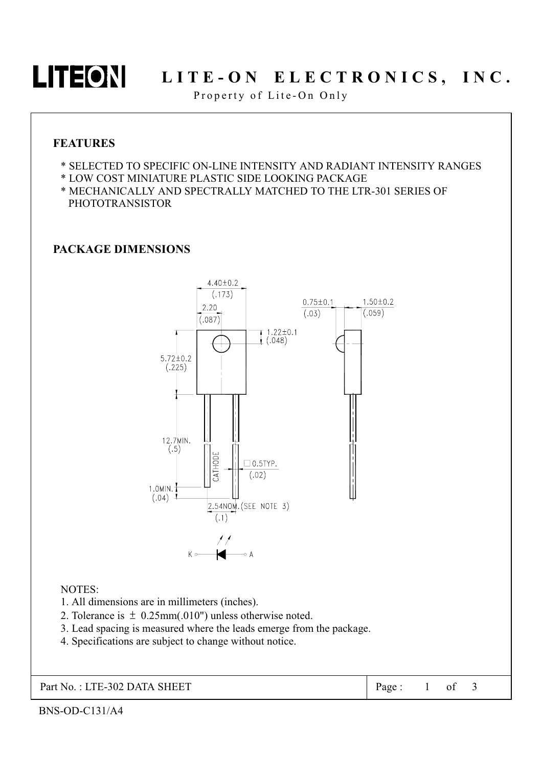## FEATURES

* SELECTED TO SPECIFIC ON-LINE INTENSITY AND RADIANT INTENSITY RANGES
* LOW COST MINIATURE PLASTIC SIDE LOOKING PACKAGE
* MECHANICALLY AND SPECTRALLY MATCHED TO THE LTR-301 SERIES OF PHOTOTRANSISTOR

## PACKAGE DIMENSIONS

NOTES:

1. All dimensions are in millimeters (inches).
2. Tolerance is ± 0.25mm(.010") unless otherwise noted.
3. Lead spacing is measured where the leads emerge from the package.
4. Specifications are subject to change without notice.

Part No. : LTE-302 DATA SHEET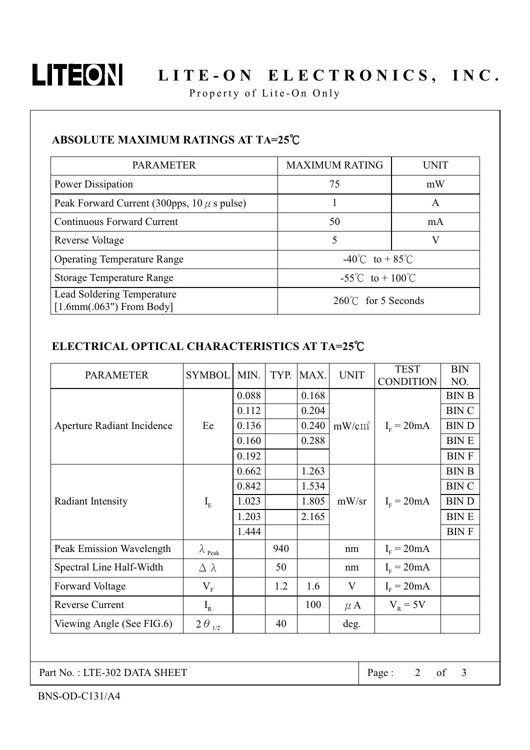### ABSOLUTE MAXIMUM RATINGS AT TA=25℃

| PARAMETER | MAXIMUM RATING | UNIT |
|---|---|---|
| Power Dissipation | 75 | mW |
| Peak Forward Current (300pps, 10 μs pulse) | 1 | A |
| Continuous Forward Current | 50 | mA |
| Reverse Voltage | 5 | V |
| Operating Temperature Range | -40℃ to + 85℃ | |
| Storage Temperature Range | -55℃ to + 100℃ | |
| Lead Soldering Temperature [1.6mm(.063") From Body] | 260℃ for 5 Seconds | |

### ELECTRICAL OPTICAL CHARACTERISTICS AT TA=25℃

| PARAMETER | SYMBOL | MIN. | TYP. | MAX. | UNIT | TEST CONDITION | BIN NO. |
|---|---|---|---|---|---|---|---|
| Aperture Radiant Incidence | Ee | 0.088 | | 0.168 | mW/cm² | $I_F$ = 20mA | BIN B |
| | | 0.112 | | 0.204 | | | BIN C |
| | | 0.136 | | 0.240 | | | BIN D |
| | | 0.160 | | 0.288 | | | BIN E |
| | | 0.192 | | | | | BIN F |
| Radiant Intensity | $I_E$ | 0.662 | | 1.263 | mW/sr | $I_F$ = 20mA | BIN B |
| | | 0.842 | | 1.534 | | | BIN C |
| | | 1.023 | | 1.805 | | | BIN D |
| | | 1.203 | | 2.165 | | | BIN E |
| | | 1.444 | | | | | BIN F |
| Peak Emission Wavelength | $\lambda_{Peak}$ | | 940 | | nm | $I_F$ = 20mA | |
| Spectral Line Half-Width | $\Delta\lambda$ | | 50 | | nm | $I_F$ = 20mA | |
| Forward Voltage | $V_F$ | | 1.2 | 1.6 | V | $I_F$ = 20mA | |
| Reverse Current | $I_R$ | | | 100 | μA | $V_R$ = 5V | |
| Viewing Angle (See FIG.6) | $2\theta_{1/2}$ | | 40 | | deg. | | |

Part No. : LTE-302 DATA SHEET

BNS-OD-C131/A4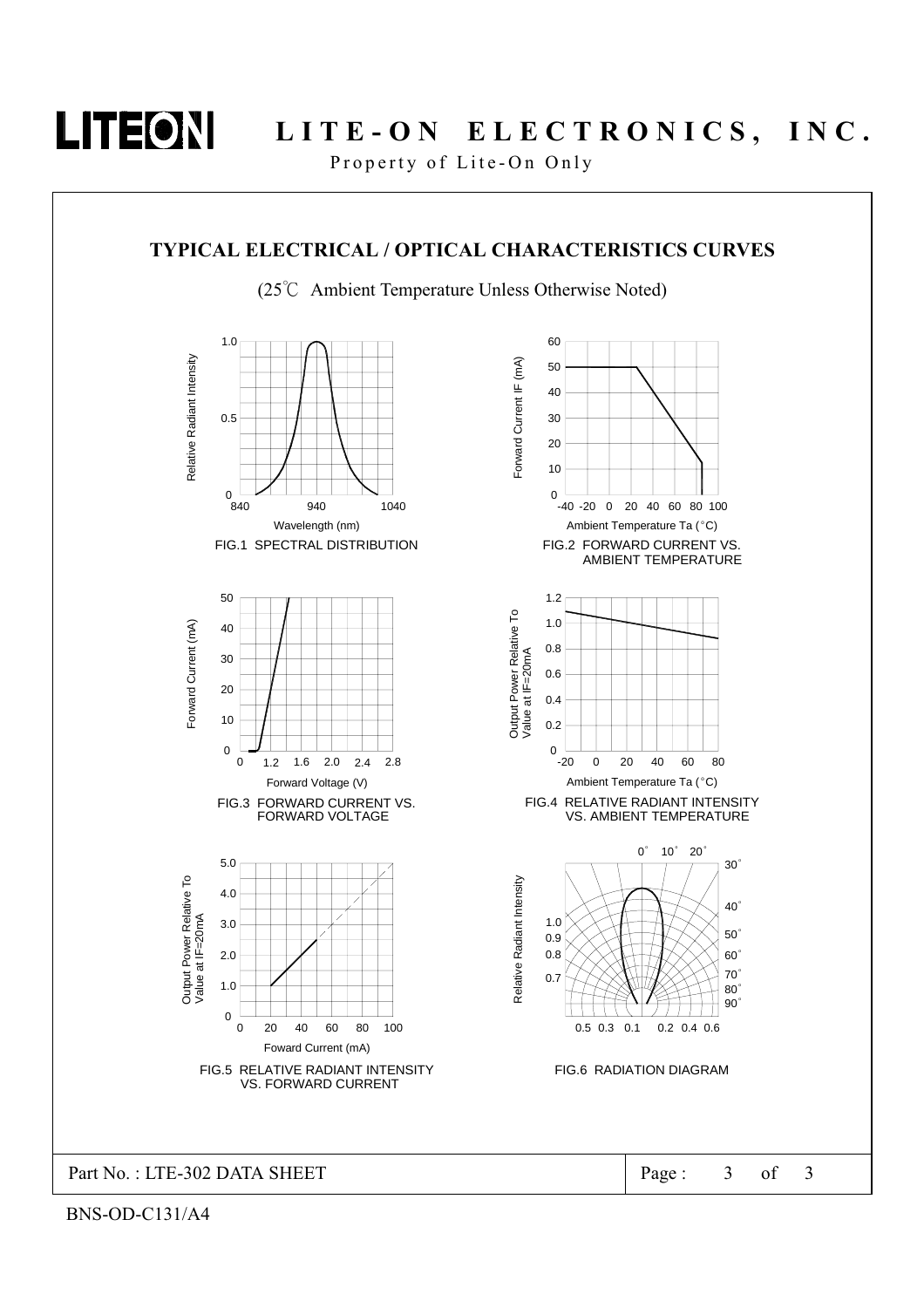# TYPICAL ELECTRICAL / OPTICAL CHARACTERISTICS CURVES

(25℃ Ambient Temperature Unless Otherwise Noted)

Relative Radiant Intensity
1.0
0.5
0
840
940
1040
Wavelength (nm)

FIG.1 SPECTRAL DISTRIBUTION

Forward Current IF (mA)
60
50
40
30
20
10
0
-40 -20 0 20 40 60 80 100
Ambient Temperature Ta (°C)

FIG.2 FORWARD CURRENT VS. AMBIENT TEMPERATURE

Forward Current (mA)
50
40
30
20
10
0
0 1.2 1.6 2.0 2.4 2.8
Forward Voltage (V)

FIG.3 FORWARD CURRENT VS. FORWARD VOLTAGE

Output Power Relative To Value at IF=20mA
1.2
1.0
0.8
0.6
0.4
0.2
0
-20 0 20 40 60 80
Ambient Temperature Ta (°C)

FIG.4 RELATIVE RADIANT INTENSITY VS. AMBIENT TEMPERATURE

Output Power Relative To Value at IF=20mA
5.0
4.0
3.0
2.0
1.0
0
0 20 40 60 80 100
Foward Current (mA)

FIG.5 RELATIVE RADIANT INTENSITY VS. FORWARD CURRENT

Relative Radiant Intensity
0° 10° 20° 30° 40° 50° 60° 70° 80° 90°
1.0
0.9
0.8
0.7
0.5 0.3 0.1 0.2 0.4 0.6

FIG.6 RADIATION DIAGRAM

Part No. : LTE-302 DATA SHEET

BNS-OD-C131/A4